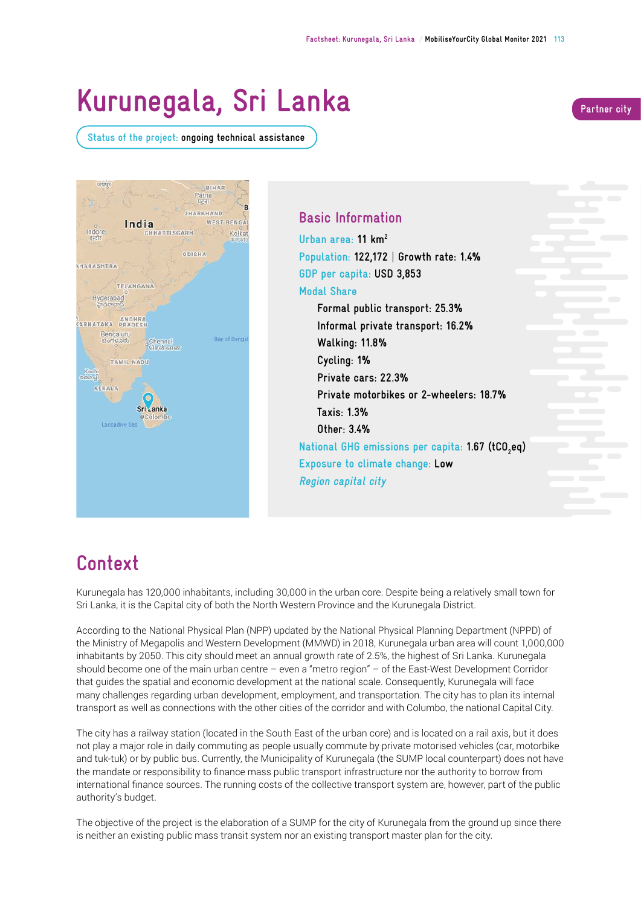# Kurunegala, Sri Lanka

Partner city

Status of the project: **ongoing technical assistance**

## Basic Information

Urban area: **11 km$^2$**

Population: **122,172** | **Growth rate: 1.4%**

GDP per capita: **USD 3,853**

Modal Share

- **Formal public transport: 25.3%**
- **Informal private transport: 16.2%**
- **Walking: 11.8%**
- **Cycling: 1%**
- **Private cars: 22.3%**
- **Private motorbikes or 2-wheelers: 18.7%**
- **Taxis: 1.3%**
- **Other: 3.4%**

National GHG emissions per capita: **1.67 ($tCO_2eq$)**

Exposure to climate change: **Low**

*Region capital city*

## Context

Kurunegala has 120,000 inhabitants, including 30,000 in the urban core. Despite being a relatively small town for Sri Lanka, it is the Capital city of both the North Western Province and the Kurunegala District.

According to the National Physical Plan (NPP) updated by the National Physical Planning Department (NPPD) of the Ministry of Megapolis and Western Development (MMWD) in 2018, Kurunegala urban area will count 1,000,000 inhabitants by 2050. This city should meet an annual growth rate of 2.5%, the highest of Sri Lanka. Kurunegala should become one of the main urban centre – even a "metro region" – of the East-West Development Corridor that guides the spatial and economic development at the national scale. Consequently, Kurunegala will face many challenges regarding urban development, employment, and transportation. The city has to plan its internal transport as well as connections with the other cities of the corridor and with Columbo, the national Capital City.

The city has a railway station (located in the South East of the urban core) and is located on a rail axis, but it does not play a major role in daily commuting as people usually commute by private motorised vehicles (car, motorbike and tuk-tuk) or by public bus. Currently, the Municipality of Kurunegala (the SUMP local counterpart) does not have the mandate or responsibility to finance mass public transport infrastructure nor the authority to borrow from international finance sources. The running costs of the collective transport system are, however, part of the public authority's budget.

The objective of the project is the elaboration of a SUMP for the city of Kurunegala from the ground up since there is neither an existing public mass transit system nor an existing transport master plan for the city.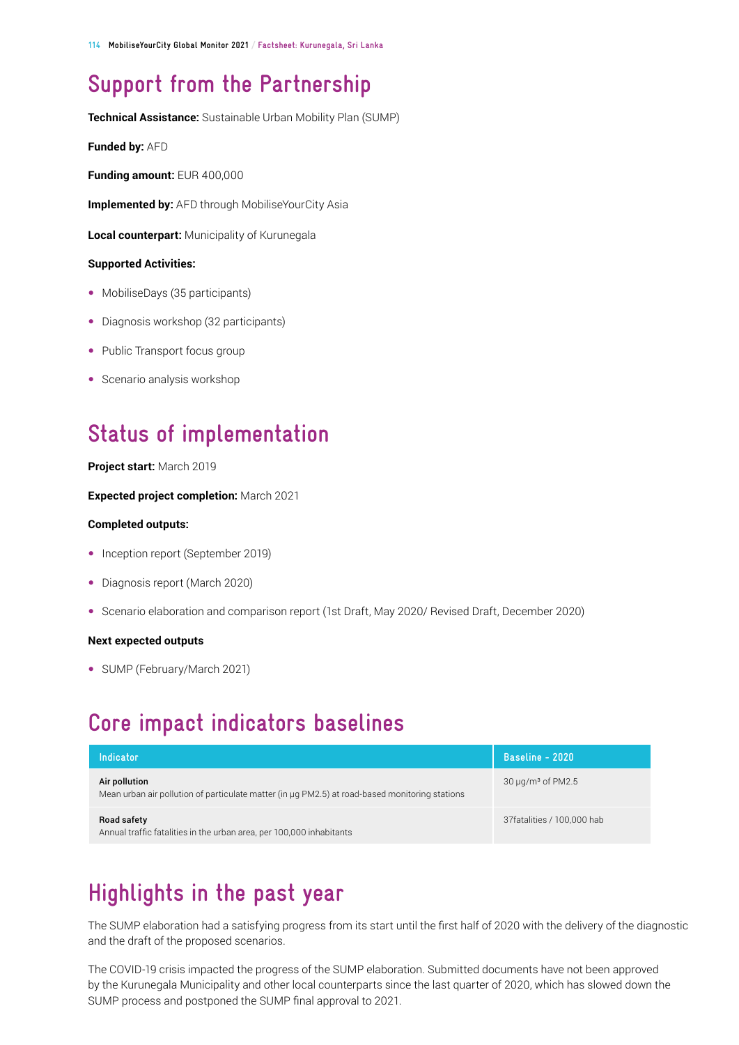## Support from the Partnership

**Technical Assistance:** Sustainable Urban Mobility Plan (SUMP)

**Funded by:** AFD

**Funding amount:** EUR 400,000

**Implemented by:** AFD through MobiliseYourCity Asia

**Local counterpart:** Municipality of Kurunegala

**Supported Activities:**

- MobiliseDays (35 participants)
- Diagnosis workshop (32 participants)
- Public Transport focus group
- Scenario analysis workshop

## Status of implementation

**Project start:** March 2019

**Expected project completion:** March 2021

**Completed outputs:**

- Inception report (September 2019)
- Diagnosis report (March 2020)
- Scenario elaboration and comparison report (1st Draft, May 2020/ Revised Draft, December 2020)

**Next expected outputs**

- SUMP (February/March 2021)

## Core impact indicators baselines

| Indicator | Baseline - 2020 |
|---|---|
| **Air pollution**<br>Mean urban air pollution of particulate matter (in µg PM2.5) at road-based monitoring stations | 30 µg/m³ of PM2.5 |
| **Road safety**<br>Annual traffic fatalities in the urban area, per 100,000 inhabitants | 37fatalities / 100,000 hab |

## Highlights in the past year

The SUMP elaboration had a satisfying progress from its start until the first half of 2020 with the delivery of the diagnostic and the draft of the proposed scenarios.

The COVID-19 crisis impacted the progress of the SUMP elaboration. Submitted documents have not been approved by the Kurunegala Municipality and other local counterparts since the last quarter of 2020, which has slowed down the SUMP process and postponed the SUMP final approval to 2021.